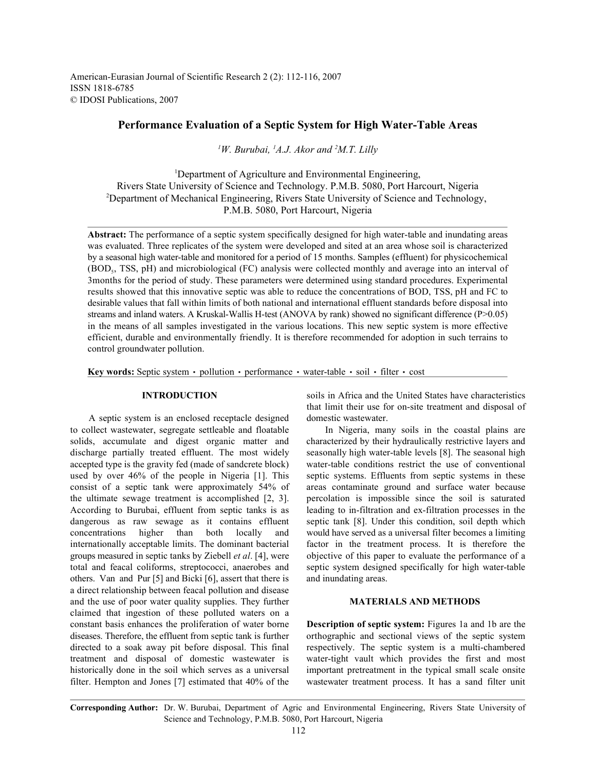American-Eurasian Journal of Scientific Research 2 (2): 112-116, 2007
ISSN 1818-6785
© IDOSI Publications, 2007

# Performance Evaluation of a Septic System for High Water-Table Areas

[1]*W. Burubai*, [1]*A.J. Akor* and [2]*M.T. Lilly*

[1]Department of Agriculture and Environmental Engineering, Rivers State University of Science and Technology. P.M.B. 5080, Port Harcourt, Nigeria
[2]Department of Mechanical Engineering, Rivers State University of Science and Technology, P.M.B. 5080, Port Harcourt, Nigeria

**Abstract:** The performance of a septic system specifically designed for high water-table and inundating areas was evaluated. Three replicates of the system were developed and sited at an area whose soil is characterized by a seasonal high water-table and monitored for a period of 15 months. Samples (effluent) for physicochemical ($BOD_5$, TSS, pH) and microbiological (FC) analysis were collected monthly and average into an interval of 3months for the period of study. These parameters were determined using standard procedures. Experimental results showed that this innovative septic was able to reduce the concentrations of BOD, TSS, pH and FC to desirable values that fall within limits of both national and international effluent standards before disposal into streams and inland waters. A Kruskal-Wallis H-test (ANOVA by rank) showed no significant difference (P>0.05) in the means of all samples investigated in the various locations. This new septic system is more effective efficient, durable and environmentally friendly. It is therefore recommended for adoption in such terrains to control groundwater pollution.

**Key words:** Septic system • pollution • performance • water-table • soil • filter • cost

## INTRODUCTION

A septic system is an enclosed receptacle designed to collect wastewater, segregate settleable and floatable solids, accumulate and digest organic matter and discharge partially treated effluent. The most widely accepted type is the gravity fed (made of sandcrete block) used by over 46% of the people in Nigeria [1]. This consist of a septic tank were approximately 54% of the ultimate sewage treatment is accomplished [2, 3]. According to Burubai, effluent from septic tanks is as dangerous as raw sewage as it contains effluent concentrations higher than both locally and internationally acceptable limits. The dominant bacterial groups measured in septic tanks by Ziebell *et al*. [4], were total and feacal coliforms, streptococci, anaerobes and others. Van and Pur [5] and Bicki [6], assert that there is a direct relationship between feacal pollution and disease and the use of poor water quality supplies. They further claimed that ingestion of these polluted waters on a constant basis enhances the proliferation of water borne diseases. Therefore, the effluent from septic tank is further directed to a soak away pit before disposal. This final treatment and disposal of domestic wastewater is historically done in the soil which serves as a universal filter. Hempton and Jones [7] estimated that 40% of the soils in Africa and the United States have characteristics that limit their use for on-site treatment and disposal of domestic wastewater.

In Nigeria, many soils in the coastal plains are characterized by their hydraulically restrictive layers and seasonally high water-table levels [8]. The seasonal high water-table conditions restrict the use of conventional septic systems. Effluents from septic systems in these areas contaminate ground and surface water because percolation is impossible since the soil is saturated leading to in-filtration and ex-filtration processes in the septic tank [8]. Under this condition, soil depth which would have served as a universal filter becomes a limiting factor in the treatment process. It is therefore the objective of this paper to evaluate the performance of a septic system designed specifically for high water-table and inundating areas.

## MATERIALS AND METHODS

**Description of septic system:** Figures 1a and 1b are the orthographic and sectional views of the septic system respectively. The septic system is a multi-chambered water-tight vault which provides the first and most important pretreatment in the typical small scale onsite wastewater treatment process. It has a sand filter unit

**Corresponding Author:** Dr. W. Burubai, Department of Agric and Environmental Engineering, Rivers State University of Science and Technology, P.M.B. 5080, Port Harcourt, Nigeria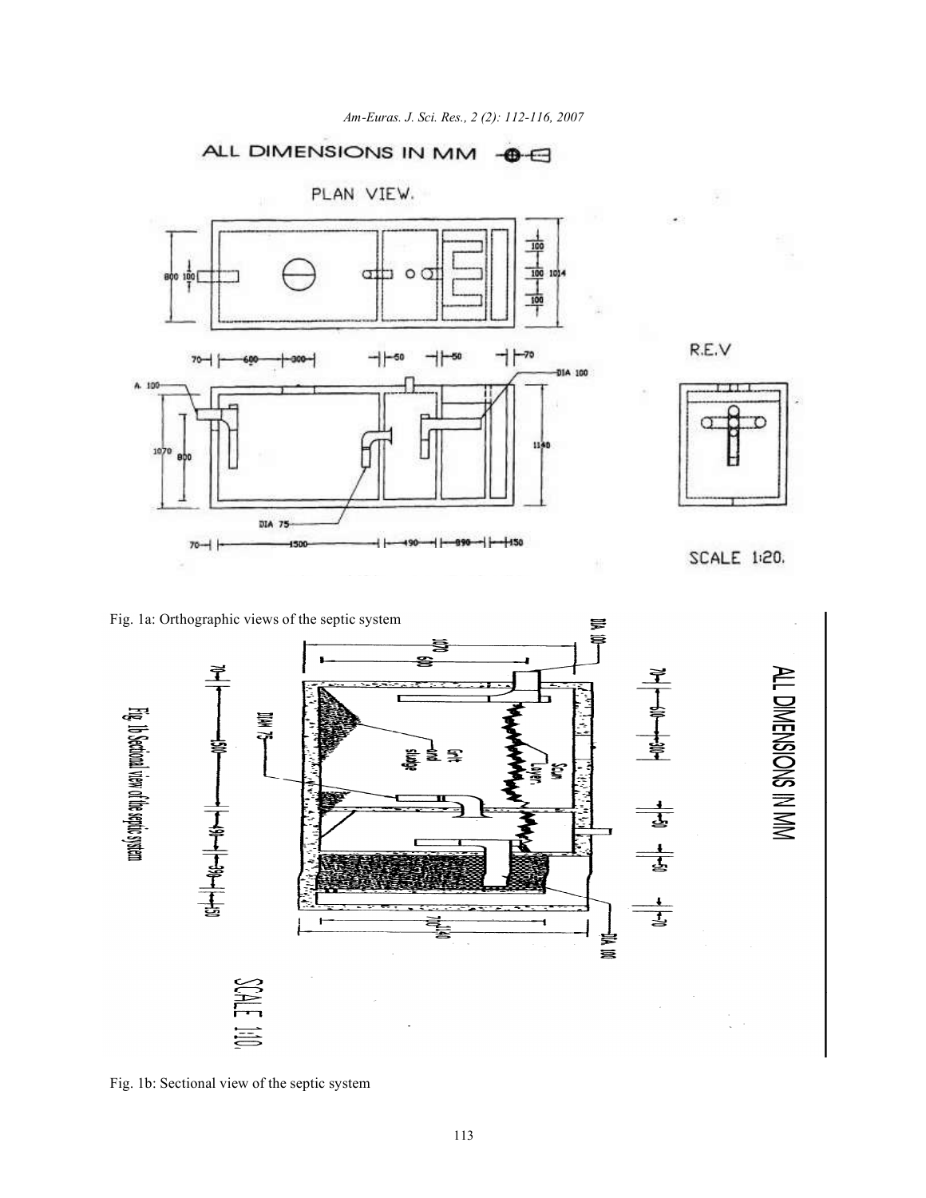Fig. 1a: Orthographic views of the septic system

Fig. 1b: Sectional view of the septic system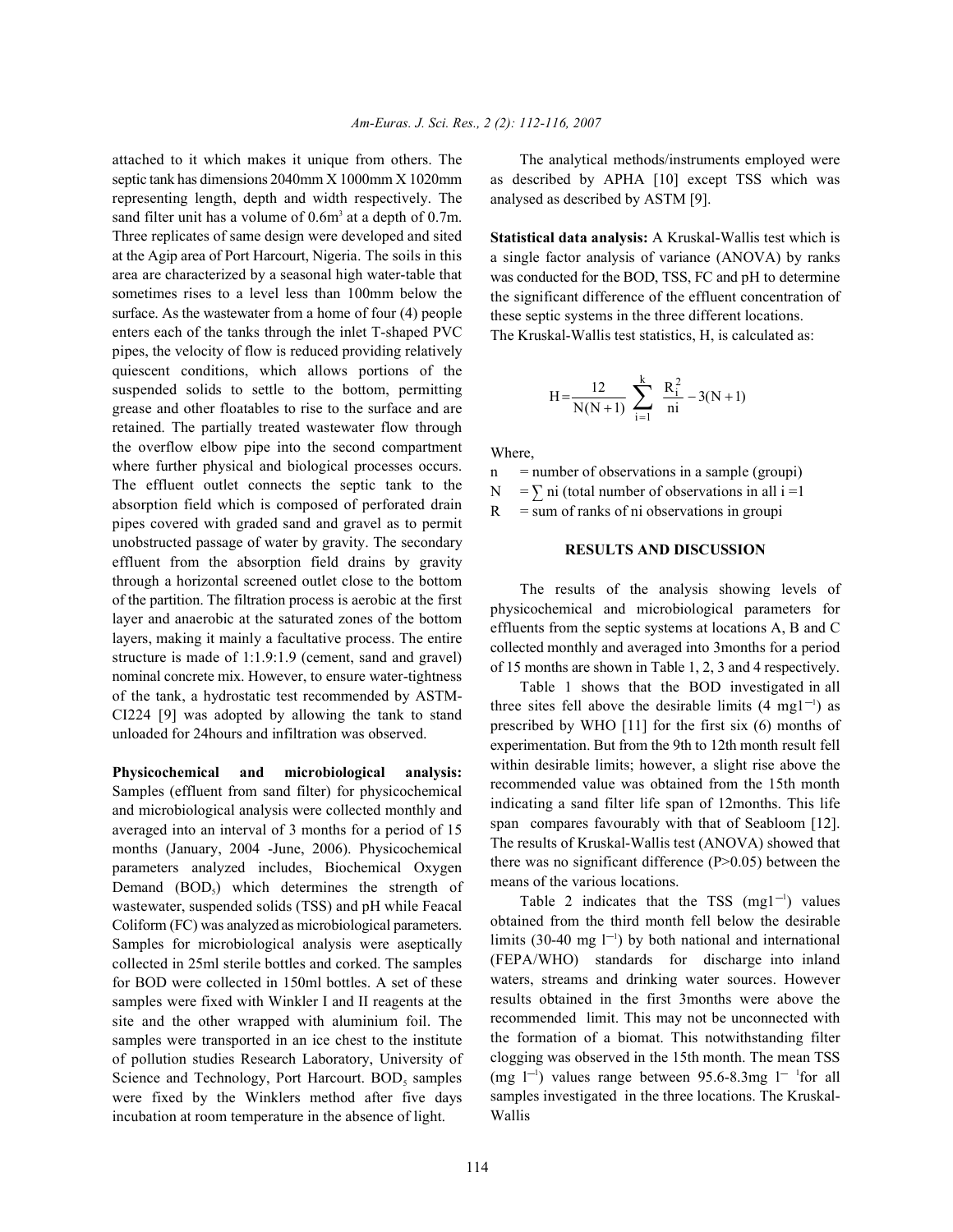attached to it which makes it unique from others. The septic tank has dimensions 2040mm X 1000mm X 1020mm representing length, depth and width respectively. The sand filter unit has a volume of $0.6m^3$ at a depth of 0.7m. Three replicates of same design were developed and sited at the Agip area of Port Harcourt, Nigeria. The soils in this area are characterized by a seasonal high water-table that sometimes rises to a level less than 100mm below the surface. As the wastewater from a home of four (4) people enters each of the tanks through the inlet T-shaped PVC pipes, the velocity of flow is reduced providing relatively quiescent conditions, which allows portions of the suspended solids to settle to the bottom, permitting grease and other floatables to rise to the surface and are retained. The partially treated wastewater flow through the overflow elbow pipe into the second compartment where further physical and biological processes occurs. The effluent outlet connects the septic tank to the absorption field which is composed of perforated drain pipes covered with graded sand and gravel as to permit unobstructed passage of water by gravity. The secondary effluent from the absorption field drains by gravity through a horizontal screened outlet close to the bottom of the partition. The filtration process is aerobic at the first layer and anaerobic at the saturated zones of the bottom layers, making it mainly a facultative process. The entire structure is made of 1:1.9:1.9 (cement, sand and gravel) nominal concrete mix. However, to ensure water-tightness of the tank, a hydrostatic test recommended by ASTM-CI224 [9] was adopted by allowing the tank to stand unloaded for 24hours and infiltration was observed.

**Physicochemical and microbiological analysis:** Samples (effluent from sand filter) for physicochemical and microbiological analysis were collected monthly and averaged into an interval of 3 months for a period of 15 months (January, 2004 -June, 2006). Physicochemical parameters analyzed includes, Biochemical Oxygen Demand ($BOD_5$) which determines the strength of wastewater, suspended solids (TSS) and pH while Feacal Coliform (FC) was analyzed as microbiological parameters. Samples for microbiological analysis were aseptically collected in 25ml sterile bottles and corked. The samples for BOD were collected in 150ml bottles. A set of these samples were fixed with Winkler I and II reagents at the site and the other wrapped with aluminium foil. The samples were transported in an ice chest to the institute of pollution studies Research Laboratory, University of Science and Technology, Port Harcourt. $BOD_5$ samples were fixed by the Winklers method after five days incubation at room temperature in the absence of light.

The analytical methods/instruments employed were as described by APHA [10] except TSS which was analysed as described by ASTM [9].

**Statistical data analysis:** A Kruskal-Wallis test which is a single factor analysis of variance (ANOVA) by ranks was conducted for the BOD, TSS, FC and pH to determine the significant difference of the effluent concentration of these septic systems in the three different locations.

The Kruskal-Wallis test statistics, H, is calculated as:

$$H = \frac{12}{N(N+1)} \sum_{i=1}^{k} \frac{R_i^2}{ni} - 3(N+1)$$

Where,

n = number of observations in a sample (groupi)

N = $\sum$ ni (total number of observations in all i =1

R = sum of ranks of ni observations in groupi

## RESULTS AND DISCUSSION

The results of the analysis showing levels of physicochemical and microbiological parameters for effluents from the septic systems at locations A, B and C collected monthly and averaged into 3months for a period of 15 months are shown in Table 1, 2, 3 and 4 respectively.

Table 1 shows that the BOD investigated in all three sites fell above the desirable limits (4 $mgl^{-1}$) as prescribed by WHO [11] for the first six (6) months of experimentation. But from the 9th to 12th month result fell within desirable limits; however, a slight rise above the recommended value was obtained from the 15th month indicating a sand filter life span of 12months. This life span compares favourably with that of Seabloom [12]. The results of Kruskal-Wallis test (ANOVA) showed that there was no significant difference ($P>0.05$) between the means of the various locations.

Table 2 indicates that the TSS ($mgl^{-1}$) values obtained from the third month fell below the desirable limits (30-40 mg $l^{-1}$) by both national and international (FEPA/WHO) standards for discharge into inland waters, streams and drinking water sources. However results obtained in the first 3months were above the recommended limit. This may not be unconnected with the formation of a biomat. This notwithstanding filter clogging was observed in the 15th month. The mean TSS (mg $l^{-1}$) values range between 95.6-8.3mg $l^{-1}$for all samples investigated in the three locations. The Kruskal-Wallis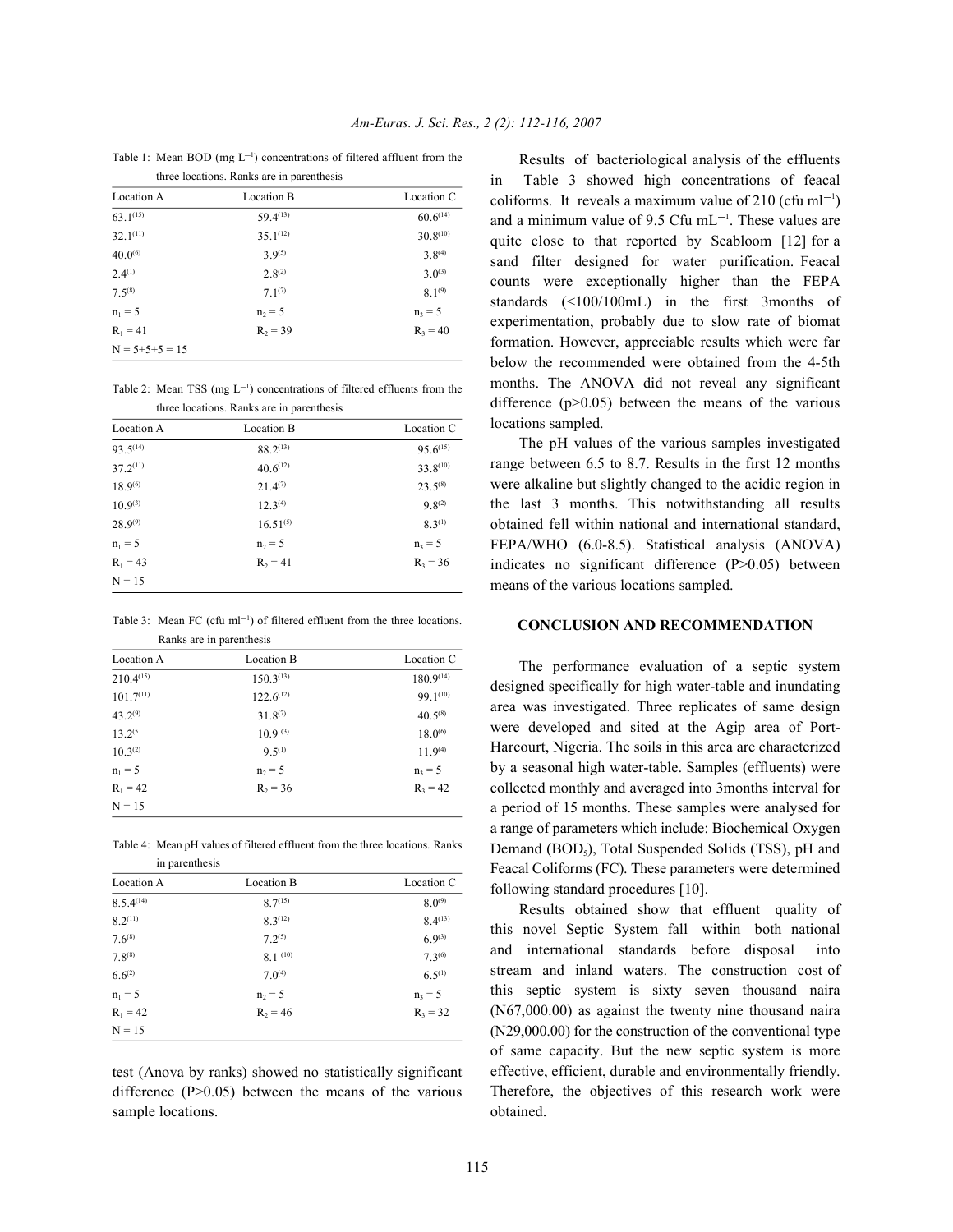Table 1: Mean BOD (mg $L^{-1}$) concentrations of filtered affluent from the three locations. Ranks are in parenthesis

| Location A | Location B | Location C |
|---|---|---|
| 63.1(15) | 59.4(13) | 60.6(14) |
| 32.1(11) | 35.1(12) | 30.8(10) |
| 40.0(6) | 3.9(5) | 3.8(4) |
| 2.4(1) | 2.8(2) | 3.0(3) |
| 7.5(8) | 7.1(7) | 8.1(9) |
| $n_1 = 5$ | $n_2 = 5$ | $n_3 = 5$ |
| $R_1 = 41$ | $R_2 = 39$ | $R_3 = 40$ |
| N = 5+5+5 = 15 | | |

Table 2: Mean TSS (mg $L^{-1}$) concentrations of filtered effluents from the three locations. Ranks are in parenthesis

| Location A | Location B | Location C |
|---|---|---|
| 93.5(14) | 88.2(13) | 95.6(15) |
| 37.2(11) | 40.6(12) | 33.8(10) |
| 18.9(6) | 21.4(7) | 23.5(8) |
| 10.9(3) | 12.3(4) | 9.8(2) |
| 28.9(9) | 16.51(5) | 8.3(1) |
| $n_1 = 5$ | $n_2 = 5$ | $n_3 = 5$ |
| $R_1 = 43$ | $R_2 = 41$ | $R_3 = 36$ |
| N = 15 | | |

Table 3: Mean FC (cfu $ml^{-1}$) of filtered effluent from the three locations. Ranks are in parenthesis

| Location A | Location B | Location C |
|---|---|---|
| 210.4(15) | 150.3(13) | 180.9(14) |
| 101.7(11) | 122.6(12) | 99.1(10) |
| 43.2(9) | 31.8(7) | 40.5(8) |
| 13.2(5 | 10.9 (3) | 18.0(6) |
| 10.3(2) | 9.5(1) | 11.9(4) |
| $n_1 = 5$ | $n_2 = 5$ | $n_3 = 5$ |
| $R_1 = 42$ | $R_2 = 36$ | $R_3 = 42$ |
| N = 15 | | |

Table 4: Mean pH values of filtered effluent from the three locations. Ranks in parenthesis

| Location A | Location B | Location C |
|---|---|---|
| 8.5.4(14) | 8.7(15) | 8.0(9) |
| 8.2(11) | 8.3(12) | 8.4(13) |
| 7.6(8) | 7.2(5) | 6.9(3) |
| 7.8(8) | 8.1 (10) | 7.3(6) |
| 6.6(2) | 7.0(4) | 6.5(1) |
| $n_1 = 5$ | $n_2 = 5$ | $n_3 = 5$ |
| $R_1 = 42$ | $R_2 = 46$ | $R_3 = 32$ |
| N = 15 | | |

test (Anova by ranks) showed no statistically significant difference (P>0.05) between the means of the various sample locations.

Results of bacteriological analysis of the effluents in Table 3 showed high concentrations of feacal coliforms. It reveals a maximum value of 210 (cfu $ml^{-1}$) and a minimum value of 9.5 Cfu $mL^{-1}$. These values are quite close to that reported by Seabloom [12] for a sand filter designed for water purification. Feacal counts were exceptionally higher than the FEPA standards (<100/100mL) in the first 3months of experimentation, probably due to slow rate of biomat formation. However, appreciable results which were far below the recommended were obtained from the 4-5th months. The ANOVA did not reveal any significant difference (p>0.05) between the means of the various locations sampled.

The pH values of the various samples investigated range between 6.5 to 8.7. Results in the first 12 months were alkaline but slightly changed to the acidic region in the last 3 months. This notwithstanding all results obtained fell within national and international standard, FEPA/WHO (6.0-8.5). Statistical analysis (ANOVA) indicates no significant difference (P>0.05) between means of the various locations sampled.

## CONCLUSION AND RECOMMENDATION

The performance evaluation of a septic system designed specifically for high water-table and inundating area was investigated. Three replicates of same design were developed and sited at the Agip area of Port-Harcourt, Nigeria. The soils in this area are characterized by a seasonal high water-table. Samples (effluents) were collected monthly and averaged into 3months interval for a period of 15 months. These samples were analysed for a range of parameters which include: Biochemical Oxygen Demand ($BOD_5$), Total Suspended Solids (TSS), pH and Feacal Coliforms (FC). These parameters were determined following standard procedures [10].

Results obtained show that effluent quality of this novel Septic System fall within both national and international standards before disposal into stream and inland waters. The construction cost of this septic system is sixty seven thousand naira (N67,000.00) as against the twenty nine thousand naira (N29,000.00) for the construction of the conventional type of same capacity. But the new septic system is more effective, efficient, durable and environmentally friendly. Therefore, the objectives of this research work were obtained.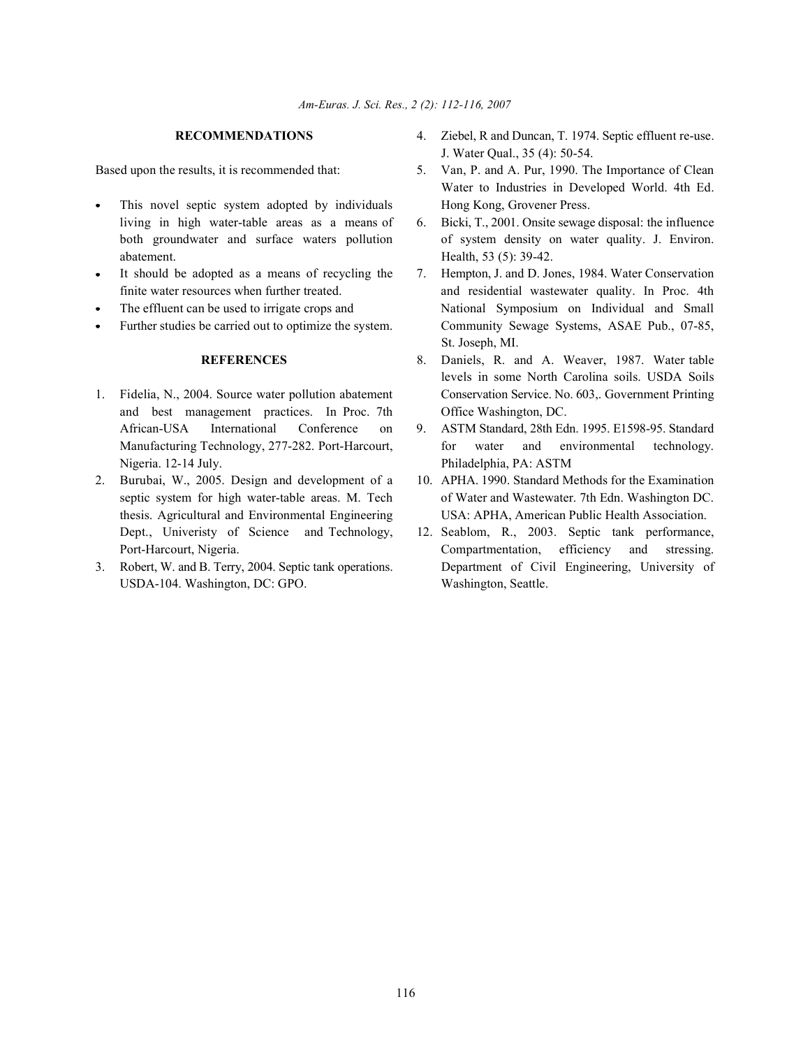## RECOMMENDATIONS

Based upon the results, it is recommended that:

- This novel septic system adopted by individuals living in high water-table areas as a means of both groundwater and surface waters pollution abatement.
- It should be adopted as a means of recycling the finite water resources when further treated.
- The effluent can be used to irrigate crops and
- Further studies be carried out to optimize the system.

## REFERENCES

1. Fidelia, N., 2004. Source water pollution abatement and best management practices. In Proc. 7th African-USA International Conference on Manufacturing Technology, 277-282. Port-Harcourt, Nigeria. 12-14 July.
2. Burubai, W., 2005. Design and development of a septic system for high water-table areas. M. Tech thesis. Agricultural and Environmental Engineering Dept., Univeristy of Science and Technology, Port-Harcourt, Nigeria.
3. Robert, W. and B. Terry, 2004. Septic tank operations. USDA-104. Washington, DC: GPO.
4. Ziebel, R and Duncan, T. 1974. Septic effluent re-use. J. Water Qual., 35 (4): 50-54.
5. Van, P. and A. Pur, 1990. The Importance of Clean Water to Industries in Developed World. 4th Ed. Hong Kong, Grovener Press.
6. Bicki, T., 2001. Onsite sewage disposal: the influence of system density on water quality. J. Environ. Health, 53 (5): 39-42.
7. Hempton, J. and D. Jones, 1984. Water Conservation and residential wastewater quality. In Proc. 4th National Symposium on Individual and Small Community Sewage Systems, ASAE Pub., 07-85, St. Joseph, MI.
8. Daniels, R. and A. Weaver, 1987. Water table levels in some North Carolina soils. USDA Soils Conservation Service. No. 603,. Government Printing Office Washington, DC.
9. ASTM Standard, 28th Edn. 1995. E1598-95. Standard for water and environmental technology. Philadelphia, PA: ASTM
10. APHA. 1990. Standard Methods for the Examination of Water and Wastewater. 7th Edn. Washington DC. USA: APHA, American Public Health Association.
12. Seablom, R., 2003. Septic tank performance, Compartmentation, efficiency and stressing. Department of Civil Engineering, University of Washington, Seattle.